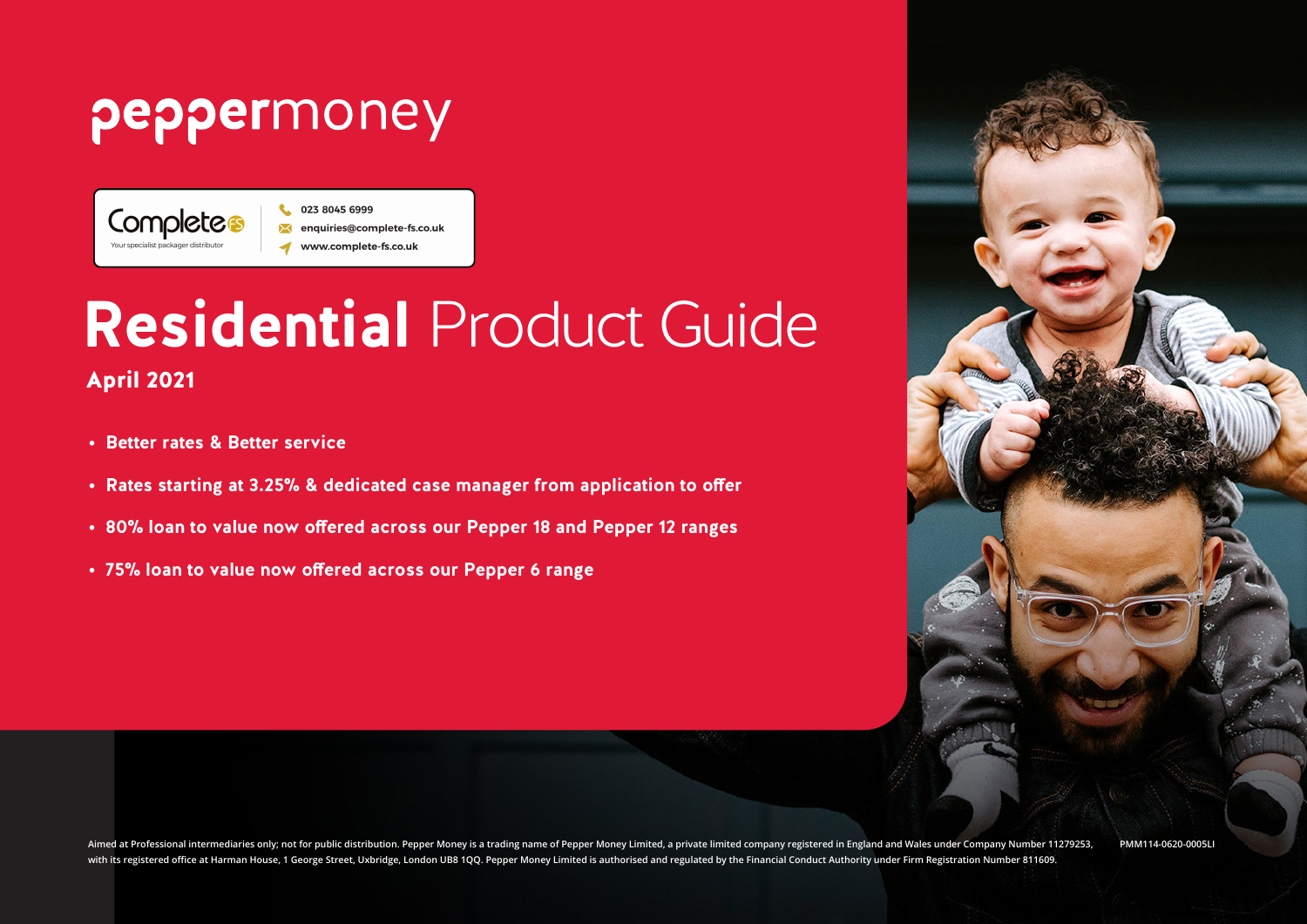peppermoney

Complete FS
Your specialist packager distributor

023 8045 6999
enquiries@complete-fs.co.uk
www.complete-fs.co.uk

# **Residential** Product Guide

**April 2021**

- **Better rates & Better service**
- **Rates starting at 3.25% & dedicated case manager from application to offer**
- **80% loan to value now offered across our Pepper 18 and Pepper 12 ranges**
- **75% loan to value now offered across our Pepper 6 range**

Aimed at Professional intermediaries only; not for public distribution. Pepper Money is a trading name of Pepper Money Limited, a private limited company registered in England and Wales under Company Number 11279253, with its registered office at Harman House, 1 George Street, Uxbridge, London UB8 1QQ. Pepper Money Limited is authorised and regulated by the Financial Conduct Authority under Firm Registration Number 811609.

PMM114-0620-0005LI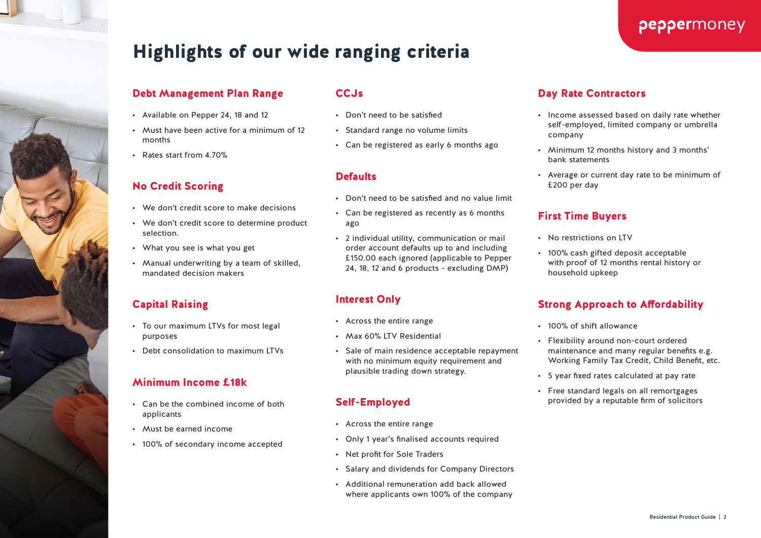# Highlights of our wide ranging criteria

## Debt Management Plan Range

- Available on Pepper 24, 18 and 12
- Must have been active for a minimum of 12 months
- Rates start from 4.70%

## No Credit Scoring

- We don't credit score to make decisions
- We don't credit score to determine product selection.
- What you see is what you get
- Manual underwriting by a team of skilled, mandated decision makers

## Capital Raising

- To our maximum LTVs for most legal purposes
- Debt consolidation to maximum LTVs

## Minimum Income £18k

- Can be the combined income of both applicants
- Must be earned income
- 100% of secondary income accepted

## CCJs

- Don't need to be satisfied
- Standard range no volume limits
- Can be registered as early 6 months ago

## Defaults

- Don't need to be satisfied and no value limit
- Can be registered as recently as 6 months ago
- 2 individual utility, communication or mail order account defaults up to and including £150.00 each ignored (applicable to Pepper 24, 18, 12 and 6 products - excluding DMP)

## Interest Only

- Across the entire range
- Max 60% LTV Residential
- Sale of main residence acceptable repayment with no minimum equity requirement and plausible trading down strategy.

## Self-Employed

- Across the entire range
- Only 1 year's finalised accounts required
- Net profit for Sole Traders
- Salary and dividends for Company Directors
- Additional remuneration add back allowed where applicants own 100% of the company

## Day Rate Contractors

- Income assessed based on daily rate whether self-employed, limited company or umbrella company
- Minimum 12 months history and 3 months' bank statements
- Average or current day rate to be minimum of £200 per day

## First Time Buyers

- No restrictions on LTV
- 100% cash gifted deposit acceptable with proof of 12 months rental history or household upkeep

## Strong Approach to Affordability

- 100% of shift allowance
- Flexibility around non-court ordered maintenance and many regular benefits e.g. Working Family Tax Credit, Child Benefit, etc.
- 5 year fixed rates calculated at pay rate
- Free standard legals on all remortgages provided by a reputable firm of solicitors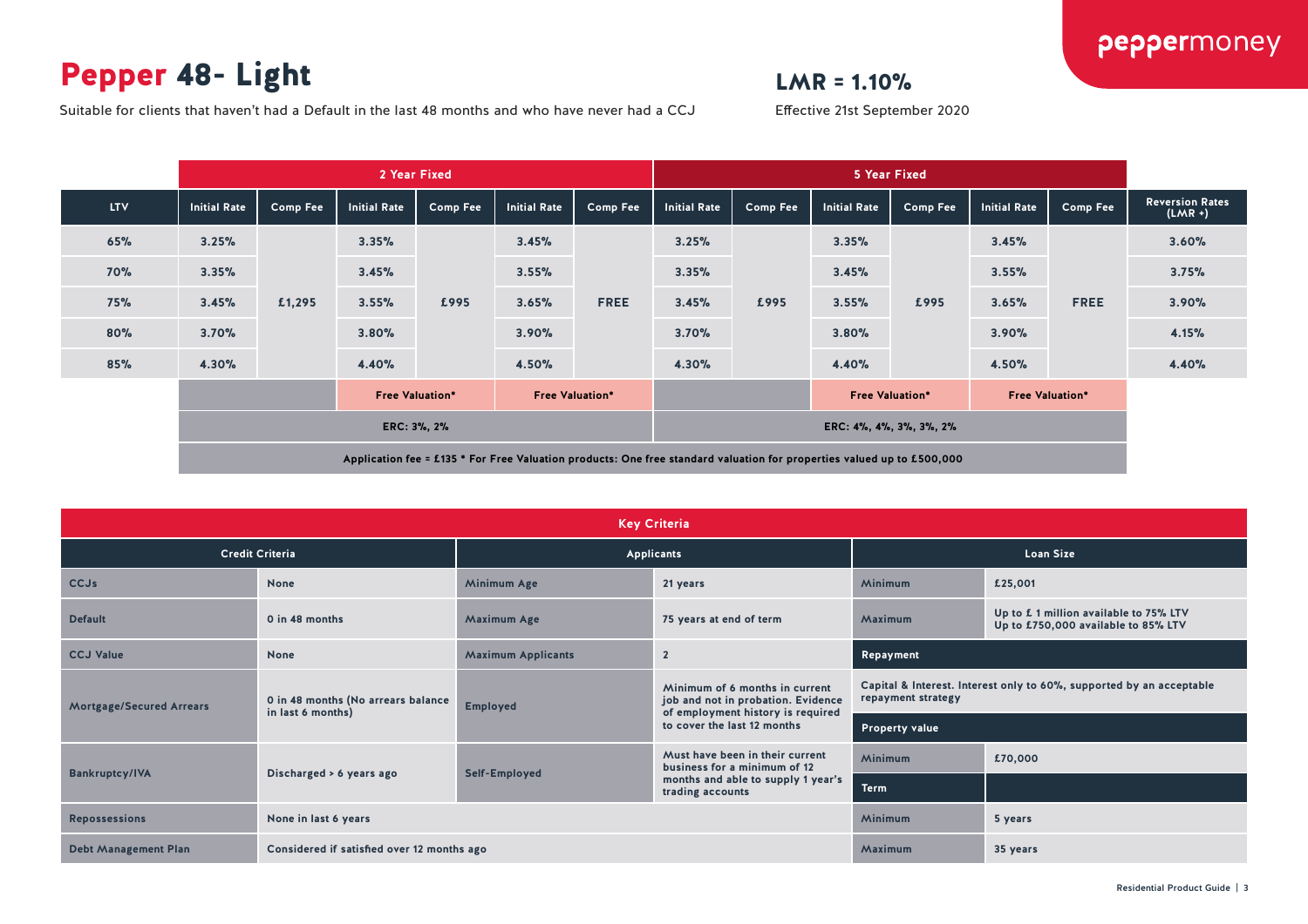# Pepper 48- Light

Suitable for clients that haven't had a Default in the last 48 months and who have never had a CCJ

**LMR = 1.10%**

Effective 21st September 2020

| | 2 Year Fixed | | | | | | 5 Year Fixed | | | | | | |
|---|---|---|---|---|---|---|---|---|---|---|---|---|---|
| **LTV** | **Initial Rate** | **Comp Fee** | **Initial Rate** | **Comp Fee** | **Initial Rate** | **Comp Fee** | **Initial Rate** | **Comp Fee** | **Initial Rate** | **Comp Fee** | **Initial Rate** | **Comp Fee** | **Reversion Rates (LMR +)** |
| 65% | 3.25% | £1,295 | 3.35% | £995 | 3.45% | FREE | 3.25% | £995 | 3.35% | £995 | 3.45% | FREE | 3.60% |
| 70% | 3.35% | | 3.45% | | 3.55% | | 3.35% | | 3.45% | | 3.55% | | 3.75% |
| 75% | 3.45% | | 3.55% | | 3.65% | | 3.45% | | 3.55% | | 3.65% | | 3.90% |
| 80% | 3.70% | | 3.80% | | 3.90% | | 3.70% | | 3.80% | | 3.90% | | 4.15% |
| 85% | 4.30% | | 4.40% | | 4.50% | | 4.30% | | 4.40% | | 4.50% | | 4.40% |
| | | | Free Valuation* | | Free Valuation* | | | | Free Valuation* | | Free Valuation* | | |
| | ERC: 3%, 2% | | | | | | ERC: 4%, 4%, 3%, 3%, 2% | | | | | | |

Application fee = £135 * For Free Valuation products: One free standard valuation for properties valued up to £500,000

## Key Criteria

| Credit Criteria | | Applicants | | Loan Size | |
|---|---|---|---|---|---|
| CCJs | None | Minimum Age | 21 years | Minimum | £25,001 |
| Default | 0 in 48 months | Maximum Age | 75 years at end of term | Maximum | Up to £ 1 million available to 75% LTV<br>Up to £750,000 available to 85% LTV |
| CCJ Value | None | Maximum Applicants | 2 | **Repayment** | |
| Mortgage/Secured Arrears | 0 in 48 months (No arrears balance in last 6 months) | Employed | Minimum of 6 months in current job and not in probation. Evidence of employment history is required to cover the last 12 months | Capital & Interest. Interest only to 60%, supported by an acceptable repayment strategy | |
| | | | | **Property value** | |
| Bankruptcy/IVA | Discharged > 6 years ago | Self-Employed | Must have been in their current business for a minimum of 12 months and able to supply 1 year's trading accounts | Minimum | £70,000 |
| | | | | **Term** | |
| Repossessions | None in last 6 years | | | Minimum | 5 years |
| Debt Management Plan | Considered if satisfied over 12 months ago | | | Maximum | 35 years |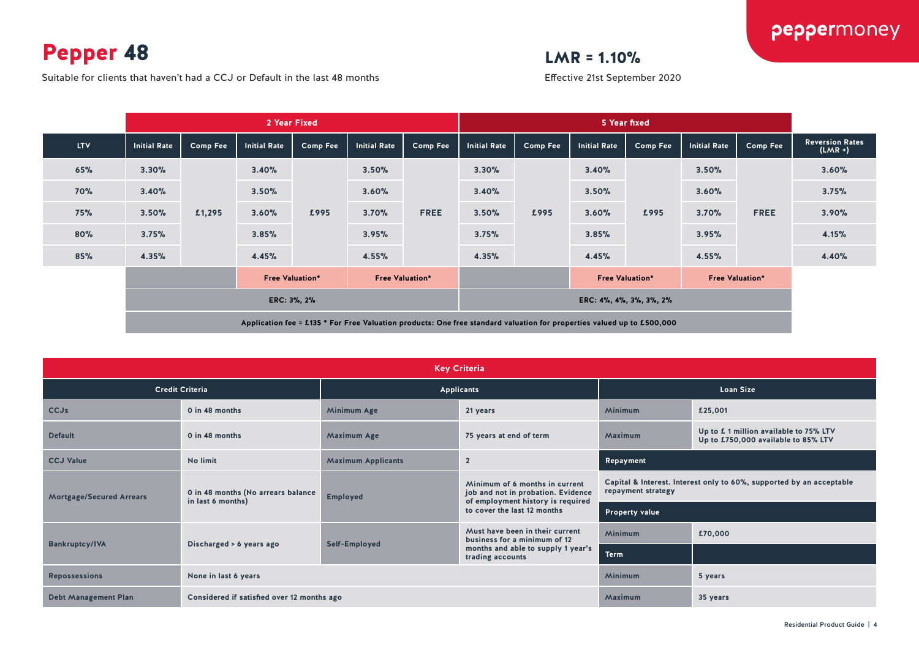# Pepper 48

Suitable for clients that haven't had a CCJ or Default in the last 48 months

**LMR = 1.10%**

Effective 21st September 2020

| | 2 Year Fixed | | | | | | 5 Year fixed | | | | | | |
|---|---|---|---|---|---|---|---|---|---|---|---|---|---|
| LTV | Initial Rate | Comp Fee | Initial Rate | Comp Fee | Initial Rate | Comp Fee | Initial Rate | Comp Fee | Initial Rate | Comp Fee | Initial Rate | Comp Fee | Reversion Rates (LMR +) |
| 65% | 3.30% | £1,295 | 3.40% | £995 | 3.50% | FREE | 3.30% | £995 | 3.40% | £995 | 3.50% | FREE | 3.60% |
| 70% | 3.40% | | 3.50% | | 3.60% | | 3.40% | | 3.50% | | 3.60% | | 3.75% |
| 75% | 3.50% | | 3.60% | | 3.70% | | 3.50% | | 3.60% | | 3.70% | | 3.90% |
| 80% | 3.75% | | 3.85% | | 3.95% | | 3.75% | | 3.85% | | 3.95% | | 4.15% |
| 85% | 4.35% | | 4.45% | | 4.55% | | 4.35% | | 4.45% | | 4.55% | | 4.40% |
| | | | Free Valuation* | | Free Valuation* | | | | Free Valuation* | | Free Valuation* | | |
| | ERC: 3%, 2% | | | | | | ERC: 4%, 4%, 3%, 3%, 2% | | | | | | |

Application fee = £135 * For Free Valuation products: One free standard valuation for properties valued up to £500,000

## Key Criteria

| Credit Criteria | | Applicants | | Loan Size | |
|---|---|---|---|---|---|
| CCJs | 0 in 48 months | Minimum Age | 21 years | Minimum | £25,001 |
| Default | 0 in 48 months | Maximum Age | 75 years at end of term | Maximum | Up to £ 1 million available to 75% LTV<br>Up to £750,000 available to 85% LTV |
| CCJ Value | No limit | Maximum Applicants | 2 | **Repayment** | |
| Mortgage/Secured Arrears | 0 in 48 months (No arrears balance in last 6 months) | Employed | Minimum of 6 months in current job and not in probation. Evidence of employment history is required to cover the last 12 months | Capital & Interest. Interest only to 60%, supported by an acceptable repayment strategy | |
| | | | | **Property value** | |
| Bankruptcy/IVA | Discharged > 6 years ago | Self-Employed | Must have been in their current business for a minimum of 12 months and able to supply 1 year's trading accounts | Minimum | £70,000 |
| | | | | **Term** | |
| Repossessions | None in last 6 years | | | Minimum | 5 years |
| Debt Management Plan | Considered if satisfied over 12 months ago | | | Maximum | 35 years |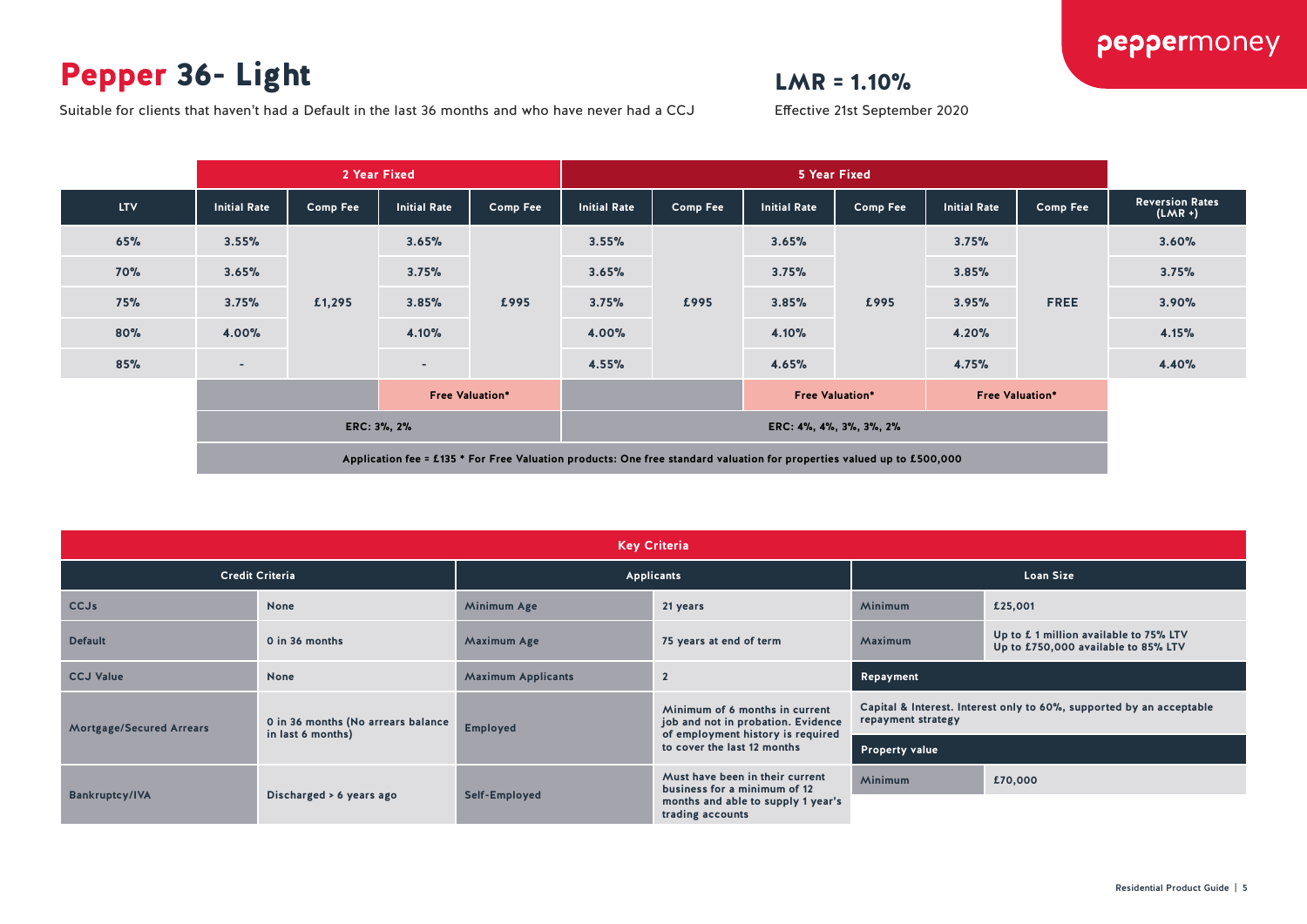# Pepper 36- Light

Suitable for clients that haven't had a Default in the last 36 months and who have never had a CCJ

## LMR = 1.10%

Effective 21st September 2020

| | 2 Year Fixed | | | | 5 Year Fixed | | | | | | |
|---|---|---|---|---|---|---|---|---|---|---|---|
| LTV | Initial Rate | Comp Fee | Initial Rate | Comp Fee | Initial Rate | Comp Fee | Initial Rate | Comp Fee | Initial Rate | Comp Fee | Reversion Rates (LMR +) |
| 65% | 3.55% | £1,295 | 3.65% | £995 | 3.55% | £995 | 3.65% | £995 | 3.75% | FREE | 3.60% |
| 70% | 3.65% | £1,295 | 3.75% | £995 | 3.65% | £995 | 3.75% | £995 | 3.85% | FREE | 3.75% |
| 75% | 3.75% | £1,295 | 3.85% | £995 | 3.75% | £995 | 3.85% | £995 | 3.95% | FREE | 3.90% |
| 80% | 4.00% | £1,295 | 4.10% | £995 | 4.00% | £995 | 4.10% | £995 | 4.20% | FREE | 4.15% |
| 85% | - | £1,295 | - | £995 | 4.55% | £995 | 4.65% | £995 | 4.75% | FREE | 4.40% |
| | | | Free Valuation* | | | | Free Valuation* | | Free Valuation* | | |
| | ERC: 3%, 2% | | | | ERC: 4%, 4%, 3%, 3%, 2% | | | | | | |

Application fee = £135 * For Free Valuation products: One free standard valuation for properties valued up to £500,000

## Key Criteria

| Credit Criteria | | Applicants | | Loan Size | |
|---|---|---|---|---|---|
| CCJs | None | Minimum Age | 21 years | Minimum | £25,001 |
| Default | 0 in 36 months | Maximum Age | 75 years at end of term | Maximum | Up to £ 1 million available to 75% LTV<br>Up to £750,000 available to 85% LTV |
| CCJ Value | None | Maximum Applicants | 2 | **Repayment** | |
| Mortgage/Secured Arrears | 0 in 36 months (No arrears balance in last 6 months) | Employed | Minimum of 6 months in current job and not in probation. Evidence of employment history is required to cover the last 12 months | Capital & Interest. Interest only to 60%, supported by an acceptable repayment strategy | |
| | | | | **Property value** | |
| Bankruptcy/IVA | Discharged > 6 years ago | Self-Employed | Must have been in their current business for a minimum of 12 months and able to supply 1 year's trading accounts | Minimum | £70,000 |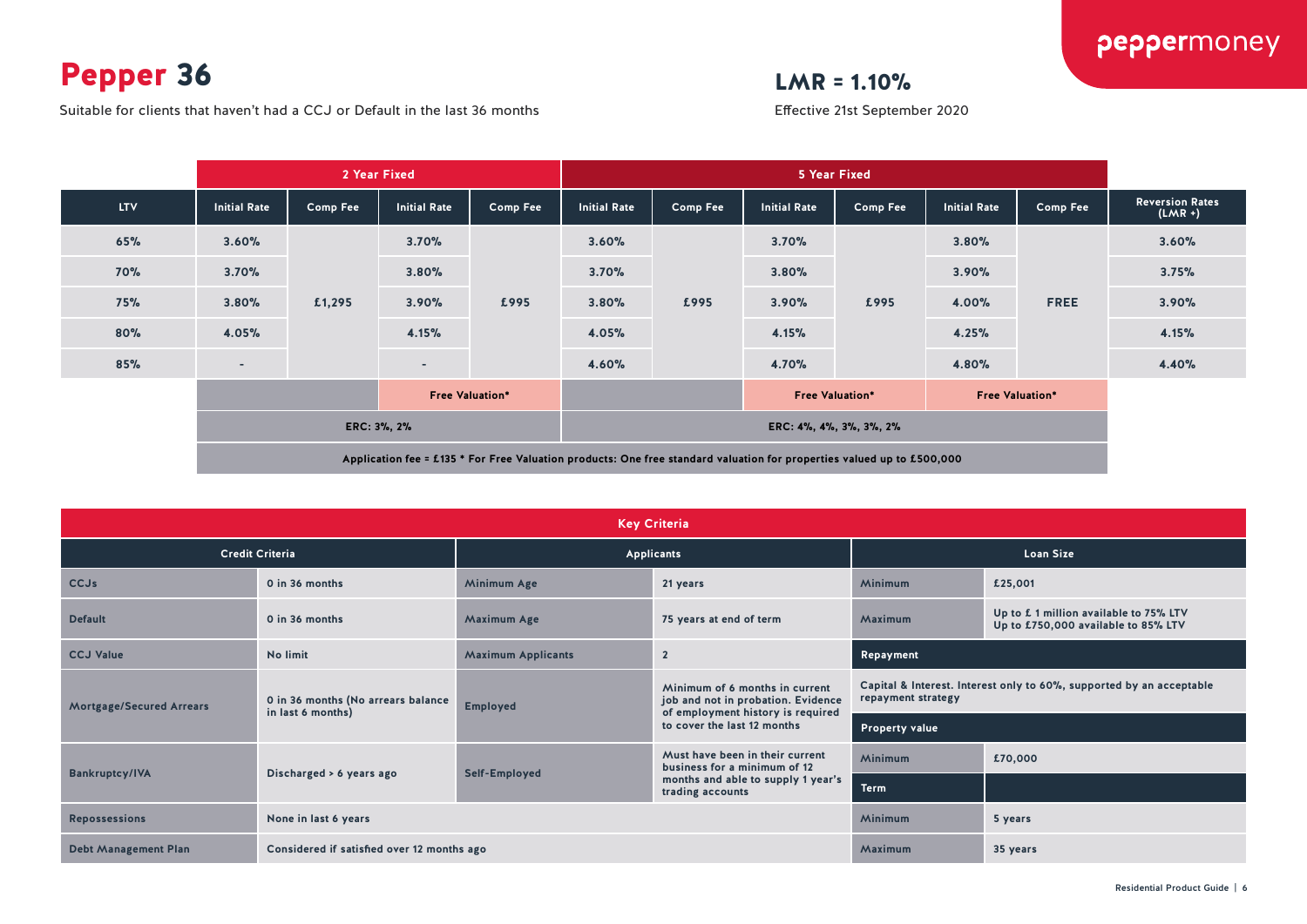# Pepper 36

Suitable for clients that haven't had a CCJ or Default in the last 36 months

**LMR = 1.10%**

Effective 21st September 2020

| | 2 Year Fixed | | | | 5 Year Fixed | | | | | | |
|---|---|---|---|---|---|---|---|---|---|---|---|
| LTV | Initial Rate | Comp Fee | Initial Rate | Comp Fee | Initial Rate | Comp Fee | Initial Rate | Comp Fee | Initial Rate | Comp Fee | Reversion Rates (LMR +) |
| 65% | 3.60% | £1,295 | 3.70% | £995 | 3.60% | £995 | 3.70% | £995 | 3.80% | FREE | 3.60% |
| 70% | 3.70% | | 3.80% | | 3.70% | | 3.80% | | 3.90% | | 3.75% |
| 75% | 3.80% | | 3.90% | | 3.80% | | 3.90% | | 4.00% | | 3.90% |
| 80% | 4.05% | | 4.15% | | 4.05% | | 4.15% | | 4.25% | | 4.15% |
| 85% | - | | - | | 4.60% | | 4.70% | | 4.80% | | 4.40% |
| | | | Free Valuation* | | | | Free Valuation* | | Free Valuation* | | |
| | ERC: 3%, 2% | | | | ERC: 4%, 4%, 3%, 3%, 2% | | | | | | |

Application fee = £135 * For Free Valuation products: One free standard valuation for properties valued up to £500,000

## Key Criteria

| Credit Criteria | | Applicants | | Loan Size | |
|---|---|---|---|---|---|
| CCJs | 0 in 36 months | Minimum Age | 21 years | Minimum | £25,001 |
| Default | 0 in 36 months | Maximum Age | 75 years at end of term | Maximum | Up to £ 1 million available to 75% LTV<br>Up to £750,000 available to 85% LTV |
| CCJ Value | No limit | Maximum Applicants | 2 | **Repayment** | |
| Mortgage/Secured Arrears | 0 in 36 months (No arrears balance in last 6 months) | Employed | Minimum of 6 months in current job and not in probation. Evidence of employment history is required to cover the last 12 months | Capital & Interest. Interest only to 60%, supported by an acceptable repayment strategy | |
| | | | | **Property value** | |
| Bankruptcy/IVA | Discharged > 6 years ago | Self-Employed | Must have been in their current business for a minimum of 12 months and able to supply 1 year's trading accounts | Minimum | £70,000 |
| | | | | **Term** | |
| Repossessions | None in last 6 years | | | Minimum | 5 years |
| Debt Management Plan | Considered if satisfied over 12 months ago | | | Maximum | 35 years |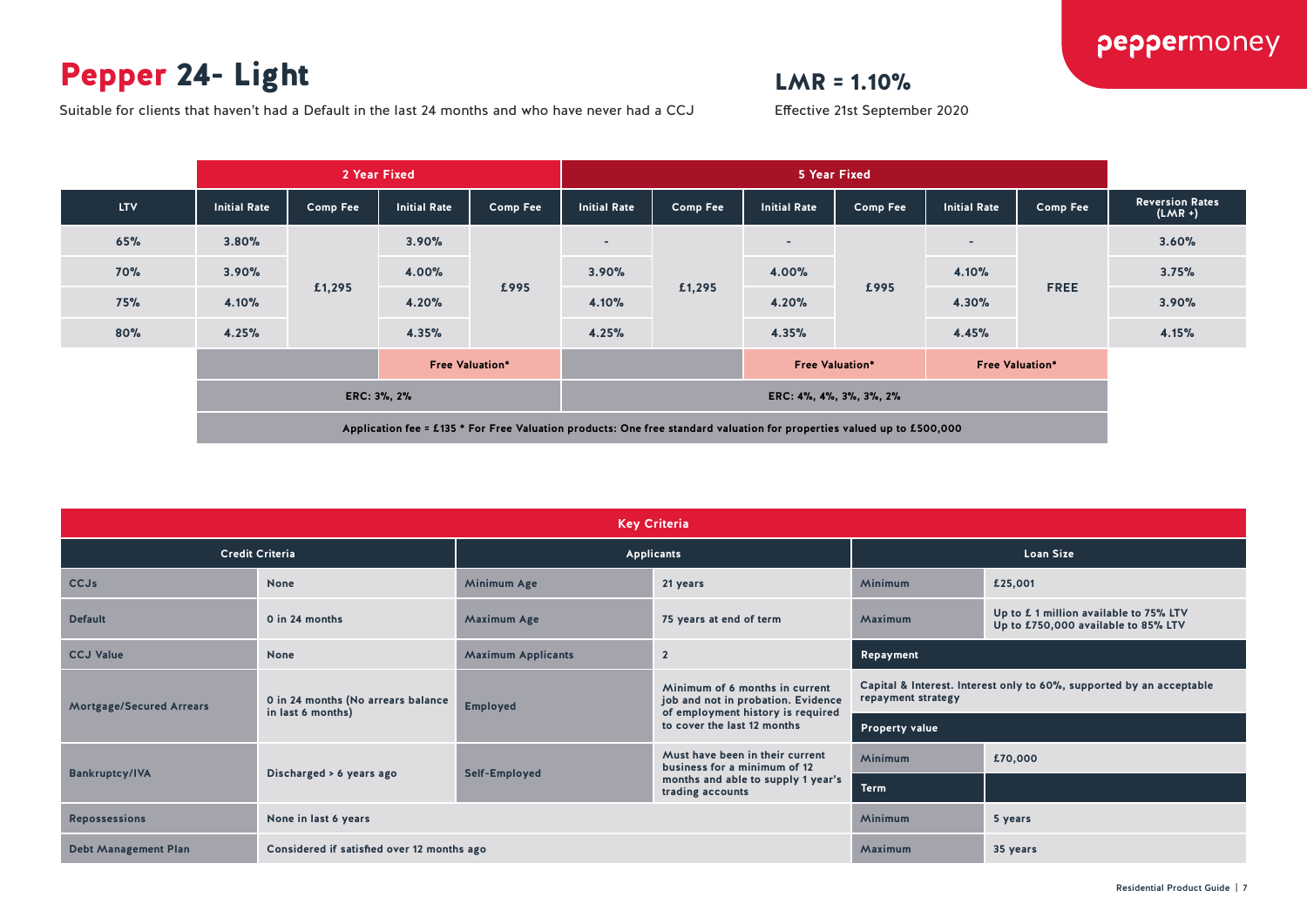# Pepper 24- Light

Suitable for clients that haven't had a Default in the last 24 months and who have never had a CCJ

**LMR = 1.10%**

Effective 21st September 2020

| | 2 Year Fixed | | | | 5 Year Fixed | | | | | | |
|---|---|---|---|---|---|---|---|---|---|---|---|
| LTV | Initial Rate | Comp Fee | Initial Rate | Comp Fee | Initial Rate | Comp Fee | Initial Rate | Comp Fee | Initial Rate | Comp Fee | Reversion Rates (LMR +) |
| 65% | 3.80% | £1,295 | 3.90% | £995 | - | £1,295 | - | £995 | - | FREE | 3.60% |
| 70% | 3.90% | £1,295 | 4.00% | £995 | 3.90% | £1,295 | 4.00% | £995 | 4.10% | FREE | 3.75% |
| 75% | 4.10% | £1,295 | 4.20% | £995 | 4.10% | £1,295 | 4.20% | £995 | 4.30% | FREE | 3.90% |
| 80% | 4.25% | £1,295 | 4.35% | £995 | 4.25% | £1,295 | 4.35% | £995 | 4.45% | FREE | 4.15% |
| | | | Free Valuation* | | | | Free Valuation* | | Free Valuation* | | |
| | ERC: 3%, 2% | | | | ERC: 4%, 4%, 3%, 3%, 2% | | | | | | |

Application fee = £135 * For Free Valuation products: One free standard valuation for properties valued up to £500,000

## Key Criteria

| Credit Criteria | | Applicants | | Loan Size | |
|---|---|---|---|---|---|
| CCJs | None | Minimum Age | 21 years | Minimum | £25,001 |
| Default | 0 in 24 months | Maximum Age | 75 years at end of term | Maximum | Up to £ 1 million available to 75% LTV<br>Up to £750,000 available to 85% LTV |
| CCJ Value | None | Maximum Applicants | 2 | **Repayment** | |
| Mortgage/Secured Arrears | 0 in 24 months (No arrears balance in last 6 months) | Employed | Minimum of 6 months in current job and not in probation. Evidence of employment history is required to cover the last 12 months | Capital & Interest. Interest only to 60%, supported by an acceptable repayment strategy | |
| | | | | **Property value** | |
| Bankruptcy/IVA | Discharged > 6 years ago | Self-Employed | Must have been in their current business for a minimum of 12 months and able to supply 1 year's trading accounts | Minimum | £70,000 |
| | | | | **Term** | |
| Repossessions | None in last 6 years | | | Minimum | 5 years |
| Debt Management Plan | Considered if satisfied over 12 months ago | | | Maximum | 35 years |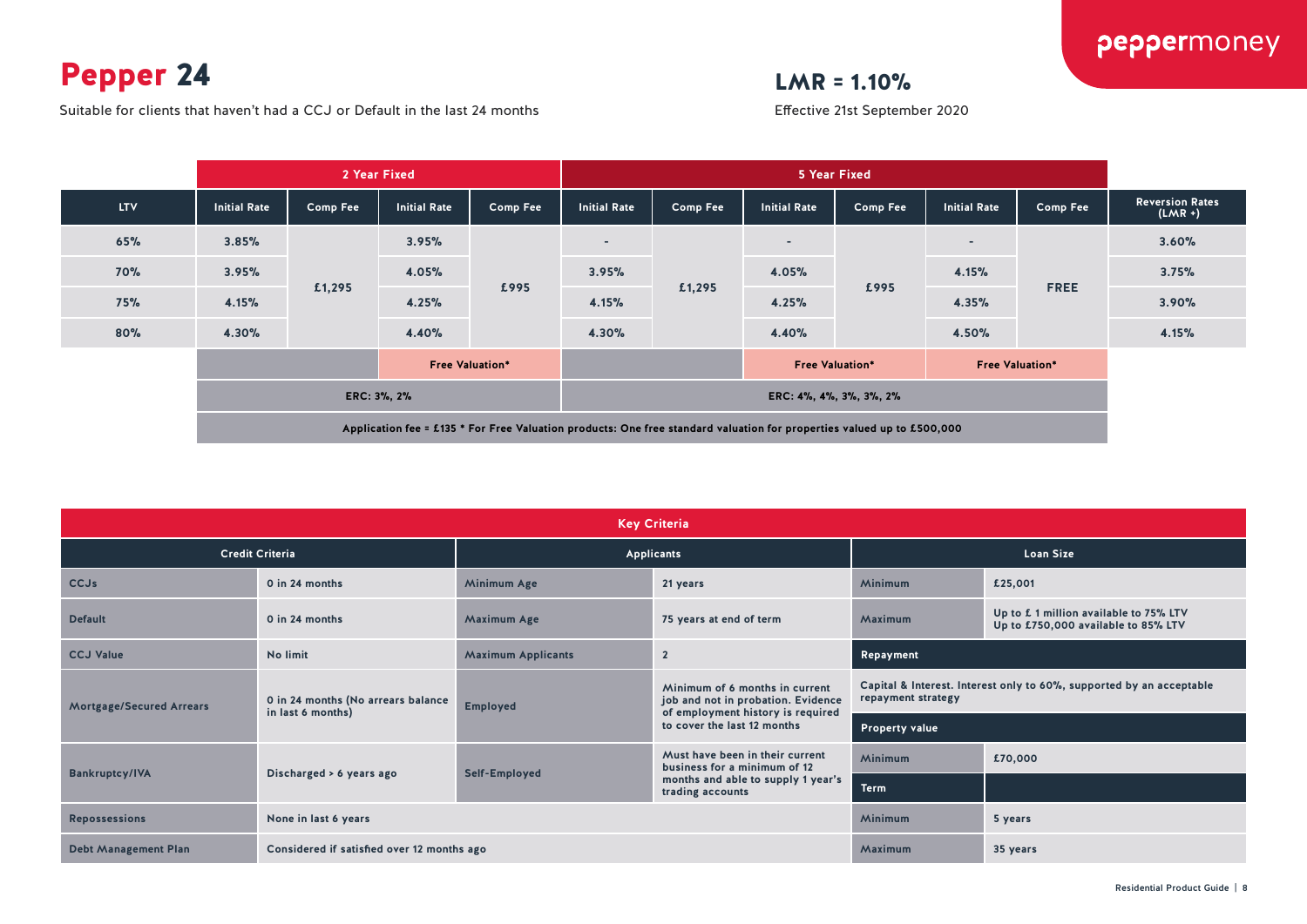# Pepper 24

Suitable for clients that haven't had a CCJ or Default in the last 24 months

## LMR = 1.10%

Effective 21st September 2020

| | 2 Year Fixed | | | | 5 Year Fixed | | | | | | |
|---|---|---|---|---|---|---|---|---|---|---|---|
| LTV | Initial Rate | Comp Fee | Initial Rate | Comp Fee | Initial Rate | Comp Fee | Initial Rate | Comp Fee | Initial Rate | Comp Fee | Reversion Rates (LMR +) |
| 65% | 3.85% | £1,295 | 3.95% | £995 | - | £1,295 | - | £995 | - | FREE | 3.60% |
| 70% | 3.95% | £1,295 | 4.05% | £995 | 3.95% | £1,295 | 4.05% | £995 | 4.15% | FREE | 3.75% |
| 75% | 4.15% | £1,295 | 4.25% | £995 | 4.15% | £1,295 | 4.25% | £995 | 4.35% | FREE | 3.90% |
| 80% | 4.30% | £1,295 | 4.40% | £995 | 4.30% | £1,295 | 4.40% | £995 | 4.50% | FREE | 4.15% |
| | | | Free Valuation* | | | | Free Valuation* | | Free Valuation* | | |
| | ERC: 3%, 2% | | | | ERC: 4%, 4%, 3%, 3%, 2% | | | | | | |

Application fee = £135 * For Free Valuation products: One free standard valuation for properties valued up to £500,000

## Key Criteria

| Credit Criteria | | Applicants | | Loan Size | |
|---|---|---|---|---|---|
| CCJs | 0 in 24 months | Minimum Age | 21 years | Minimum | £25,001 |
| Default | 0 in 24 months | Maximum Age | 75 years at end of term | Maximum | Up to £ 1 million available to 75% LTV<br>Up to £750,000 available to 85% LTV |
| CCJ Value | No limit | Maximum Applicants | 2 | **Repayment** | |
| Mortgage/Secured Arrears | 0 in 24 months (No arrears balance in last 6 months) | Employed | Minimum of 6 months in current job and not in probation. Evidence of employment history is required to cover the last 12 months | Capital & Interest. Interest only to 60%, supported by an acceptable repayment strategy | |
| | | | | **Property value** | |
| Bankruptcy/IVA | Discharged > 6 years ago | Self-Employed | Must have been in their current business for a minimum of 12 months and able to supply 1 year's trading accounts | Minimum | £70,000 |
| | | | | **Term** | |
| Repossessions | None in last 6 years | | | Minimum | 5 years |
| Debt Management Plan | Considered if satisfied over 12 months ago | | | Maximum | 35 years |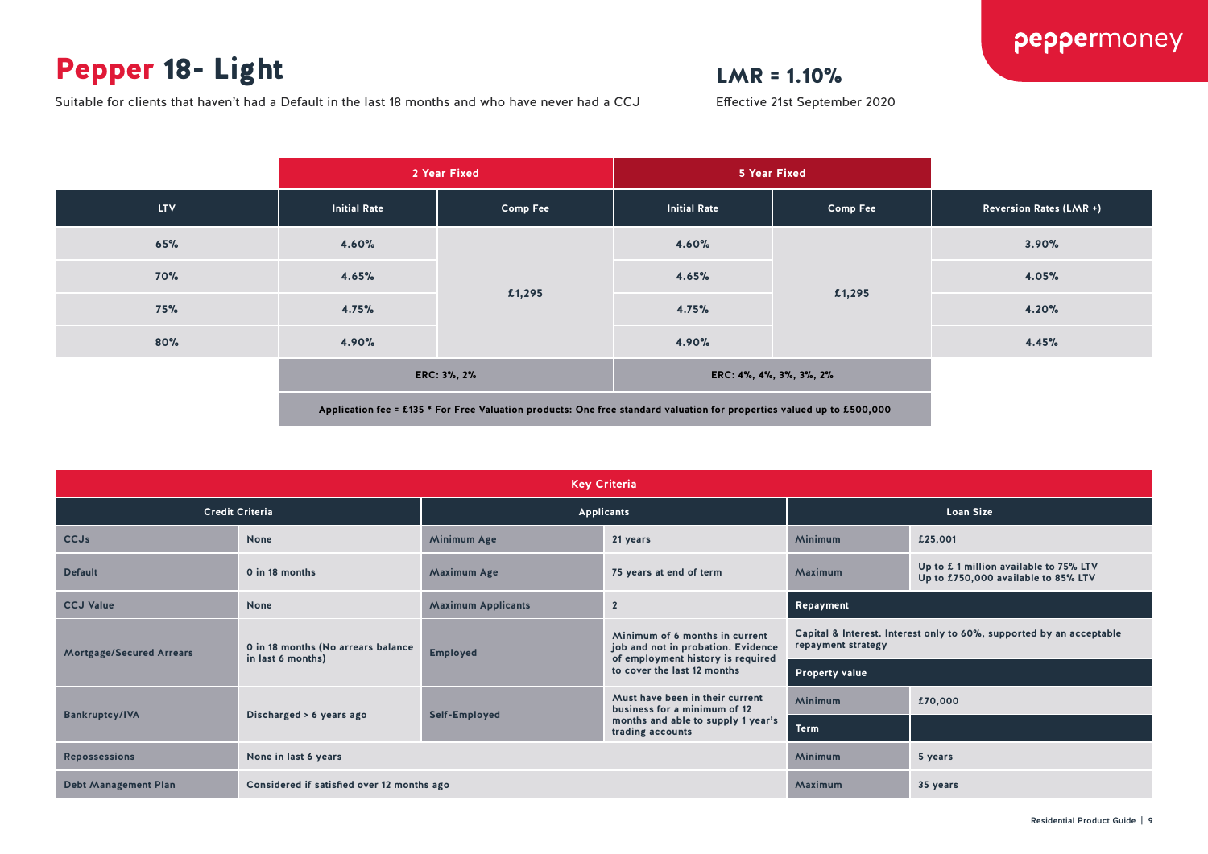# Pepper 18- Light

Suitable for clients that haven't had a Default in the last 18 months and who have never had a CCJ

**LMR = 1.10%**

Effective 21st September 2020

| | 2 Year Fixed | | 5 Year Fixed | | |
|---|---|---|---|---|---|
| **LTV** | **Initial Rate** | **Comp Fee** | **Initial Rate** | **Comp Fee** | **Reversion Rates (LMR +)** |
| 65% | 4.60% | £1,295 | 4.60% | £1,295 | 3.90% |
| 70% | 4.65% | | 4.65% | | 4.05% |
| 75% | 4.75% | | 4.75% | | 4.20% |
| 80% | 4.90% | | 4.90% | | 4.45% |
| | ERC: 3%, 2% | | ERC: 4%, 4%, 3%, 3%, 2% | | |

Application fee = £135 * For Free Valuation products: One free standard valuation for properties valued up to £500,000

## Key Criteria

| Credit Criteria | | Applicants | | Loan Size | |
|---|---|---|---|---|---|
| CCJs | None | Minimum Age | 21 years | Minimum | £25,001 |
| Default | 0 in 18 months | Maximum Age | 75 years at end of term | Maximum | Up to £ 1 million available to 75% LTV<br>Up to £750,000 available to 85% LTV |
| CCJ Value | None | Maximum Applicants | 2 | **Repayment** | |
| Mortgage/Secured Arrears | 0 in 18 months (No arrears balance in last 6 months) | Employed | Minimum of 6 months in current job and not in probation. Evidence of employment history is required to cover the last 12 months | Capital & Interest. Interest only to 60%, supported by an acceptable repayment strategy | |
| | | | | **Property value** | |
| Bankruptcy/IVA | Discharged > 6 years ago | Self-Employed | Must have been in their current business for a minimum of 12 months and able to supply 1 year's trading accounts | Minimum | £70,000 |
| | | | | **Term** | |
| Repossessions | None in last 6 years | | | Minimum | 5 years |
| Debt Management Plan | Considered if satisfied over 12 months ago | | | Maximum | 35 years |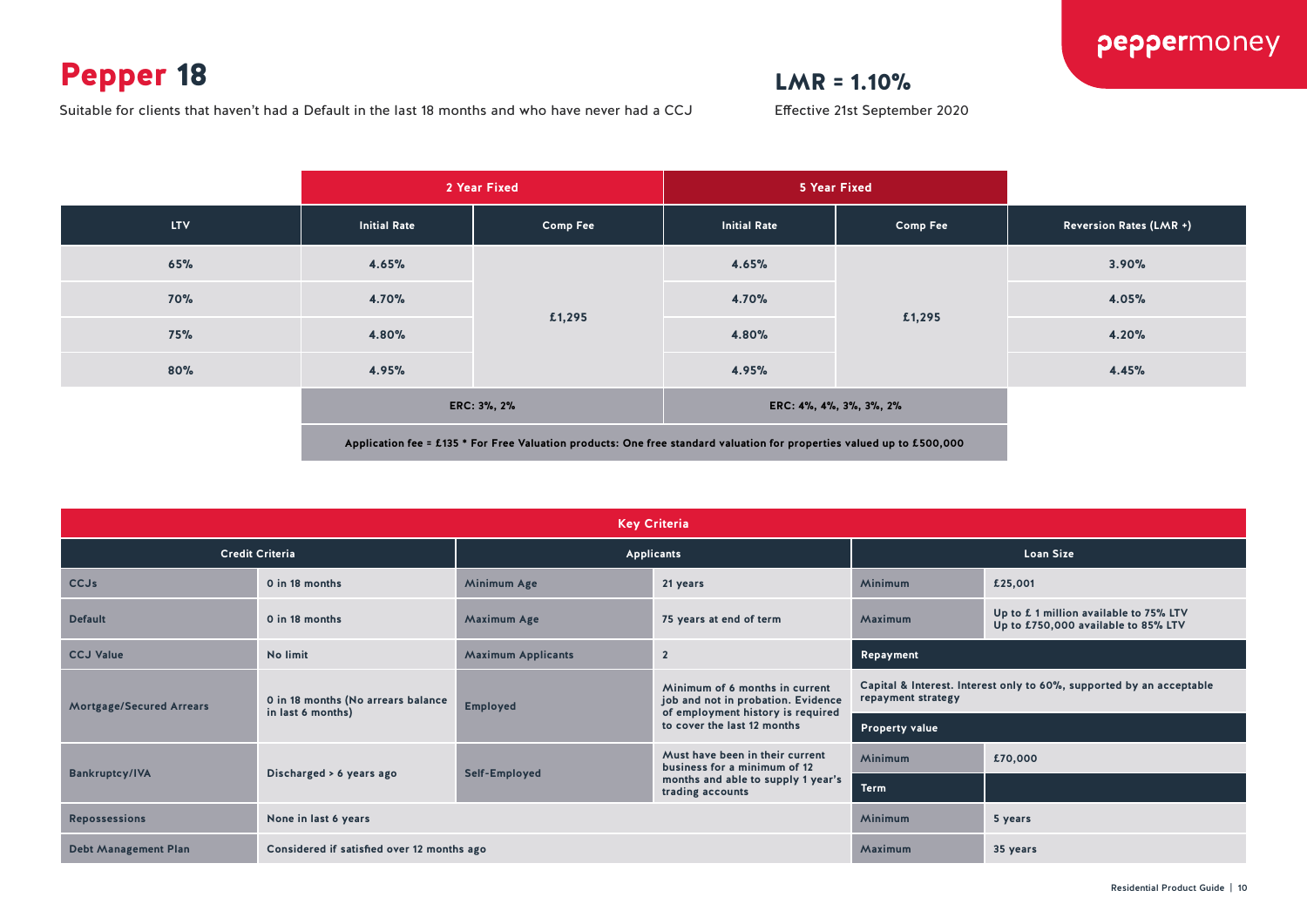# Pepper 18

Suitable for clients that haven't had a Default in the last 18 months and who have never had a CCJ

## LMR = 1.10%

Effective 21st September 2020

| | 2 Year Fixed | | 5 Year Fixed | | |
|---|---|---|---|---|---|
| LTV | Initial Rate | Comp Fee | Initial Rate | Comp Fee | Reversion Rates (LMR +) |
| 65% | 4.65% | £1,295 | 4.65% | £1,295 | 3.90% |
| 70% | 4.70% | | 4.70% | | 4.05% |
| 75% | 4.80% | | 4.80% | | 4.20% |
| 80% | 4.95% | | 4.95% | | 4.45% |
| | ERC: 3%, 2% | | ERC: 4%, 4%, 3%, 3%, 2% | | |

Application fee = £135 * For Free Valuation products: One free standard valuation for properties valued up to £500,000

## Key Criteria

| Credit Criteria | |
|---|---|
| CCJs | 0 in 18 months |
| Default | 0 in 18 months |
| CCJ Value | No limit |
| Mortgage/Secured Arrears | 0 in 18 months (No arrears balance in last 6 months) |
| Bankruptcy/IVA | Discharged > 6 years ago |
| Repossessions | None in last 6 years |
| Debt Management Plan | Considered if satisfied over 12 months ago |

| Applicants | |
|---|---|
| Minimum Age | 21 years |
| Maximum Age | 75 years at end of term |
| Maximum Applicants | 2 |
| Employed | Minimum of 6 months in current job and not in probation. Evidence of employment history is required to cover the last 12 months |
| Self-Employed | Must have been in their current business for a minimum of 12 months and able to supply 1 year's trading accounts |

| Loan Size | |
|---|---|
| Minimum | £25,001 |
| Maximum | Up to £ 1 million available to 75% LTV<br>Up to £750,000 available to 85% LTV |
| **Repayment** | |
| Capital & Interest. Interest only to 60%, supported by an acceptable repayment strategy | |
| **Property value** | |
| Minimum | £70,000 |
| **Term** | |
| Minimum | 5 years |
| Maximum | 35 years |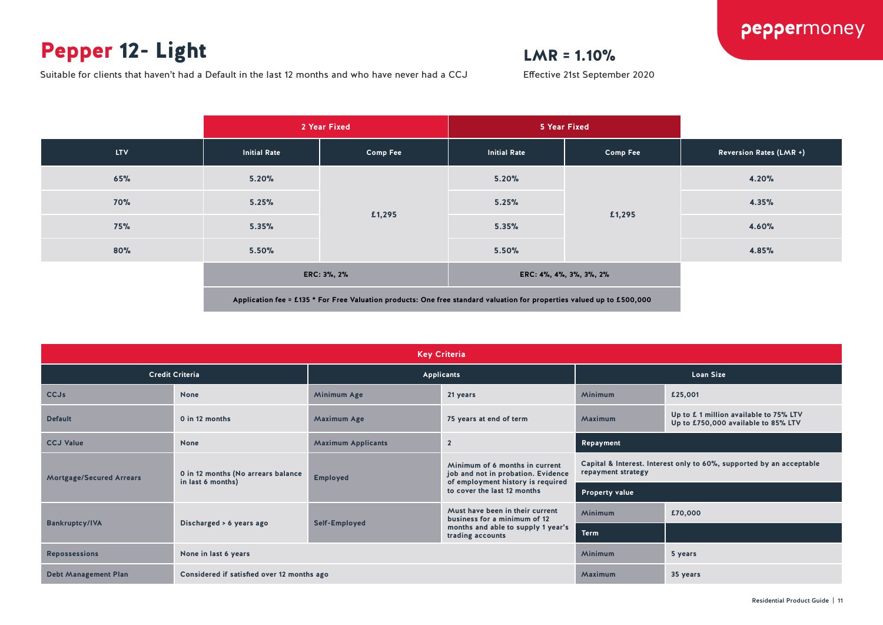# Pepper 12- Light

Suitable for clients that haven't had a Default in the last 12 months and who have never had a CCJ

**LMR = 1.10%**

Effective 21st September 2020

| | 2 Year Fixed | | 5 Year Fixed | | |
|---|---|---|---|---|---|
| **LTV** | **Initial Rate** | **Comp Fee** | **Initial Rate** | **Comp Fee** | **Reversion Rates (LMR +)** |
| 65% | 5.20% | £1,295 | 5.20% | £1,295 | 4.20% |
| 70% | 5.25% | | 5.25% | | 4.35% |
| 75% | 5.35% | | 5.35% | | 4.60% |
| 80% | 5.50% | | 5.50% | | 4.85% |
| | ERC: 3%, 2% | | ERC: 4%, 4%, 3%, 3%, 2% | | |

Application fee = £135 * For Free Valuation products: One free standard valuation for properties valued up to £500,000

## Key Criteria

| Credit Criteria | | Applicants | | Loan Size | |
|---|---|---|---|---|---|
| CCJs | None | Minimum Age | 21 years | Minimum | £25,001 |
| Default | 0 in 12 months | Maximum Age | 75 years at end of term | Maximum | Up to £ 1 million available to 75% LTV<br>Up to £750,000 available to 85% LTV |
| CCJ Value | None | Maximum Applicants | 2 | **Repayment** | |
| Mortgage/Secured Arrears | 0 in 12 months (No arrears balance in last 6 months) | Employed | Minimum of 6 months in current job and not in probation. Evidence of employment history is required to cover the last 12 months | Capital & Interest. Interest only to 60%, supported by an acceptable repayment strategy | |
| | | | | **Property value** | |
| Bankruptcy/IVA | Discharged > 6 years ago | Self-Employed | Must have been in their current business for a minimum of 12 months and able to supply 1 year's trading accounts | Minimum | £70,000 |
| | | | | **Term** | |
| Repossessions | None in last 6 years | | | Minimum | 5 years |
| Debt Management Plan | Considered if satisfied over 12 months ago | | | Maximum | 35 years |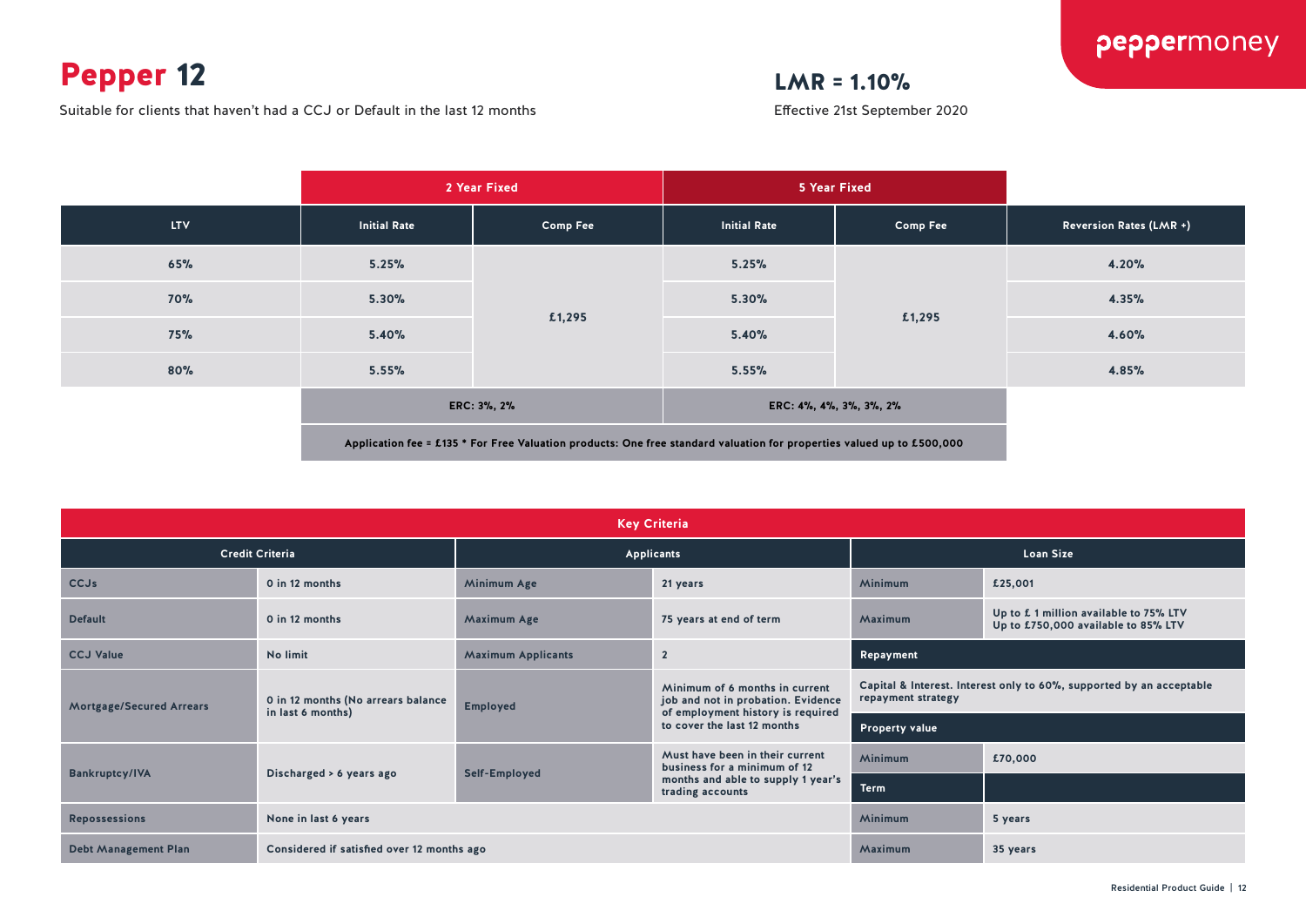# Pepper 12

Suitable for clients that haven't had a CCJ or Default in the last 12 months

## LMR = 1.10%

Effective 21st September 2020

| | 2 Year Fixed | | 5 Year Fixed | | |
|---|---|---|---|---|---|
| LTV | Initial Rate | Comp Fee | Initial Rate | Comp Fee | Reversion Rates (LMR +) |
| 65% | 5.25% | £1,295 | 5.25% | £1,295 | 4.20% |
| 70% | 5.30% | | 5.30% | | 4.35% |
| 75% | 5.40% | | 5.40% | | 4.60% |
| 80% | 5.55% | | 5.55% | | 4.85% |
| | ERC: 3%, 2% | | ERC: 4%, 4%, 3%, 3%, 2% | | |

Application fee = £135 * For Free Valuation products: One free standard valuation for properties valued up to £500,000

## Key Criteria

| Credit Criteria | | Applicants | | Loan Size | |
|---|---|---|---|---|---|
| CCJs | 0 in 12 months | Minimum Age | 21 years | Minimum | £25,001 |
| Default | 0 in 12 months | Maximum Age | 75 years at end of term | Maximum | Up to £ 1 million available to 75% LTV<br>Up to £750,000 available to 85% LTV |
| CCJ Value | No limit | Maximum Applicants | 2 | **Repayment** | |
| Mortgage/Secured Arrears | 0 in 12 months (No arrears balance in last 6 months) | Employed | Minimum of 6 months in current job and not in probation. Evidence of employment history is required to cover the last 12 months | Capital & Interest. Interest only to 60%, supported by an acceptable repayment strategy | |
| | | | | **Property value** | |
| Bankruptcy/IVA | Discharged > 6 years ago | Self-Employed | Must have been in their current business for a minimum of 12 months and able to supply 1 year's trading accounts | Minimum | £70,000 |
| | | | | **Term** | |
| Repossessions | None in last 6 years | | | Minimum | 5 years |
| Debt Management Plan | Considered if satisfied over 12 months ago | | | Maximum | 35 years |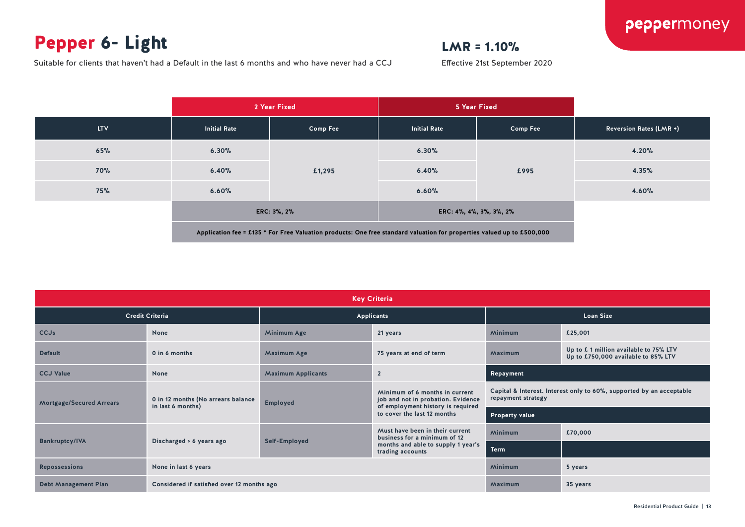# Pepper 6- Light

Suitable for clients that haven't had a Default in the last 6 months and who have never had a CCJ

## LMR = 1.10%

Effective 21st September 2020

| | 2 Year Fixed | | 5 Year Fixed | | |
|---|---|---|---|---|---|
| **LTV** | **Initial Rate** | **Comp Fee** | **Initial Rate** | **Comp Fee** | **Reversion Rates (LMR +)** |
| 65% | 6.30% | £1,295 | 6.30% | £995 | 4.20% |
| 70% | 6.40% | | 6.40% | | 4.35% |
| 75% | 6.60% | | 6.60% | | 4.60% |
| | ERC: 3%, 2% | | ERC: 4%, 4%, 3%, 3%, 2% | | |

Application fee = £135 * For Free Valuation products: One free standard valuation for properties valued up to £500,000

## Key Criteria

| Credit Criteria | | Applicants | | Loan Size | |
|---|---|---|---|---|---|
| CCJs | None | Minimum Age | 21 years | Minimum | £25,001 |
| Default | 0 in 6 months | Maximum Age | 75 years at end of term | Maximum | Up to £ 1 million available to 75% LTV<br>Up to £750,000 available to 85% LTV |
| CCJ Value | None | Maximum Applicants | 2 | **Repayment** | |
| Mortgage/Secured Arrears | 0 in 12 months (No arrears balance in last 6 months) | Employed | Minimum of 6 months in current job and not in probation. Evidence of employment history is required to cover the last 12 months | Capital & Interest. Interest only to 60%, supported by an acceptable repayment strategy | |
| | | | | **Property value** | |
| Bankruptcy/IVA | Discharged > 6 years ago | Self-Employed | Must have been in their current business for a minimum of 12 months and able to supply 1 year's trading accounts | Minimum | £70,000 |
| | | | | **Term** | |
| Repossessions | None in last 6 years | | | Minimum | 5 years |
| Debt Management Plan | Considered if satisfied over 12 months ago | | | Maximum | 35 years |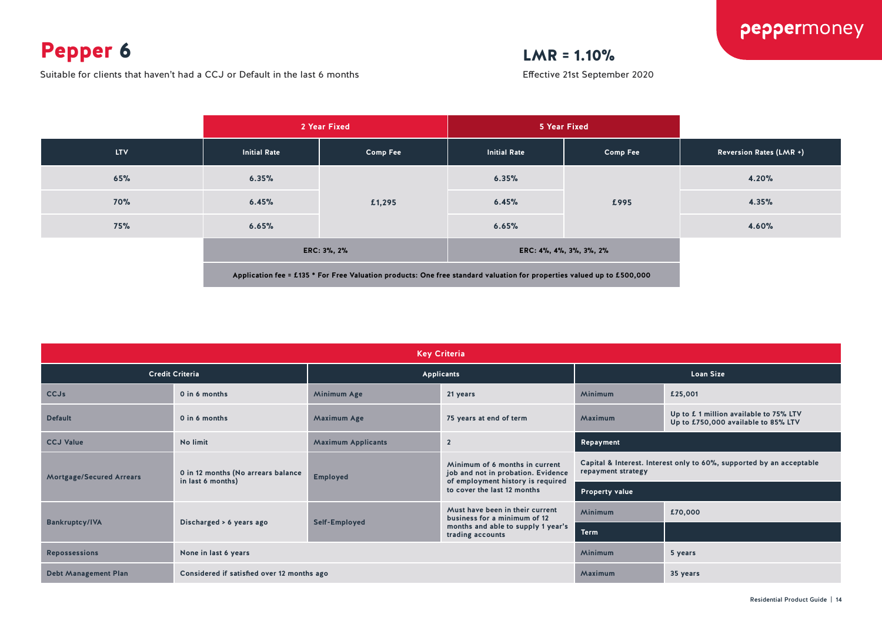peppermoney

# Pepper 6

Suitable for clients that haven't had a CCJ or Default in the last 6 months

## LMR = 1.10%

Effective 21st September 2020

| | 2 Year Fixed | | 5 Year Fixed | | |
|---|---|---|---|---|---|
| LTV | Initial Rate | Comp Fee | Initial Rate | Comp Fee | Reversion Rates (LMR +) |
| 65% | 6.35% | £1,295 | 6.35% | £995 | 4.20% |
| 70% | 6.45% | | 6.45% | | 4.35% |
| 75% | 6.65% | | 6.65% | | 4.60% |
| | ERC: 3%, 2% | | ERC: 4%, 4%, 3%, 3%, 2% | | |

Application fee = £135 * For Free Valuation products: One free standard valuation for properties valued up to £500,000

### Key Criteria

| Credit Criteria | | Applicants | | Loan Size | |
|---|---|---|---|---|---|
| CCJs | 0 in 6 months | Minimum Age | 21 years | Minimum | £25,001 |
| Default | 0 in 6 months | Maximum Age | 75 years at end of term | Maximum | Up to £ 1 million available to 75% LTV<br>Up to £750,000 available to 85% LTV |
| CCJ Value | No limit | Maximum Applicants | 2 | **Repayment** | |
| Mortgage/Secured Arrears | 0 in 12 months (No arrears balance in last 6 months) | Employed | Minimum of 6 months in current job and not in probation. Evidence of employment history is required to cover the last 12 months | Capital & Interest. Interest only to 60%, supported by an acceptable repayment strategy | |
| | | | | **Property value** | |
| Bankruptcy/IVA | Discharged > 6 years ago | Self-Employed | Must have been in their current business for a minimum of 12 months and able to supply 1 year's trading accounts | Minimum | £70,000 |
| | | | | **Term** | |
| Repossessions | None in last 6 years | | | Minimum | 5 years |
| Debt Management Plan | Considered if satisfied over 12 months ago | | | Maximum | 35 years |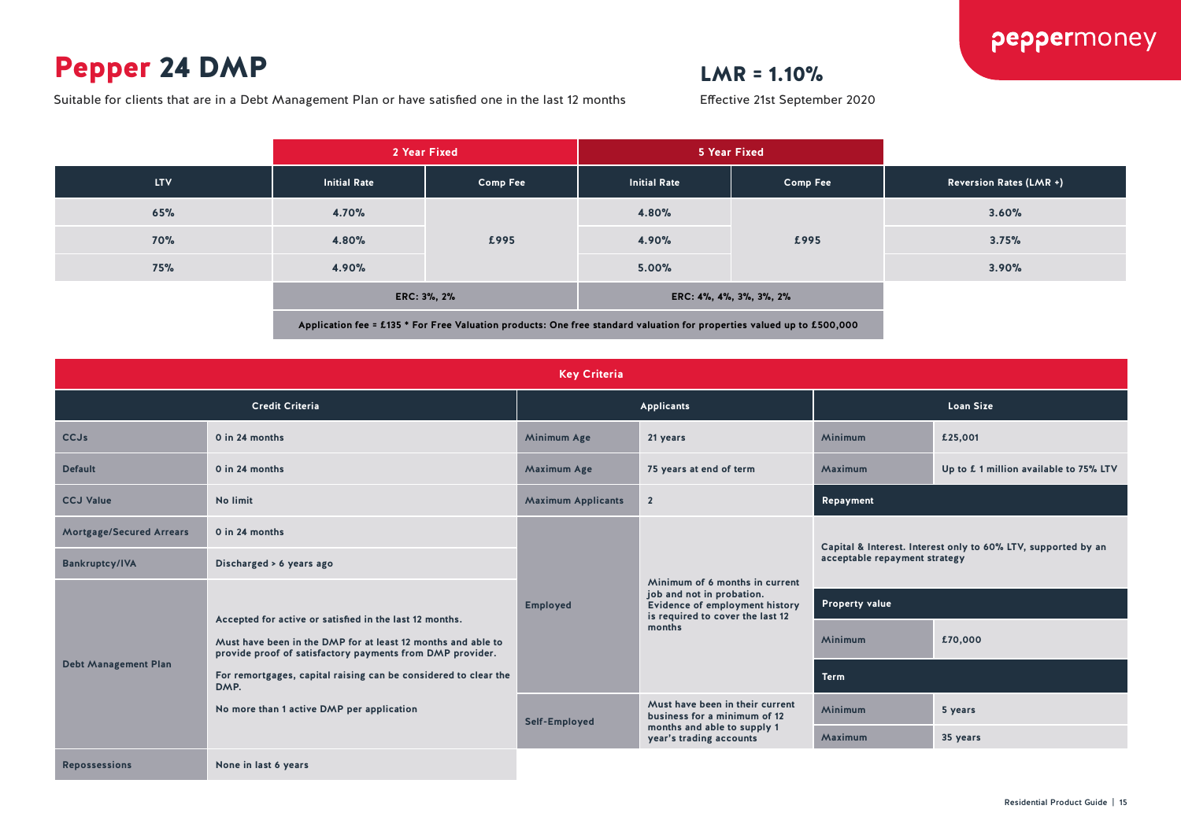# Pepper 24 DMP

Suitable for clients that are in a Debt Management Plan or have satisfied one in the last 12 months

## LMR = 1.10%

Effective 21st September 2020

| | 2 Year Fixed | | 5 Year Fixed | | |
|---|---|---|---|---|---|
| LTV | Initial Rate | Comp Fee | Initial Rate | Comp Fee | Reversion Rates (LMR +) |
| 65% | 4.70% | £995 | 4.80% | £995 | 3.60% |
| 70% | 4.80% | | 4.90% | | 3.75% |
| 75% | 4.90% | | 5.00% | | 3.90% |
| | ERC: 3%, 2% | | ERC: 4%, 4%, 3%, 3%, 2% | | |

Application fee = £135 * For Free Valuation products: One free standard valuation for properties valued up to £500,000

## Key Criteria

### Credit Criteria

| Credit Criteria | |
|---|---|
| CCJs | 0 in 24 months |
| Default | 0 in 24 months |
| CCJ Value | No limit |
| Mortgage/Secured Arrears | 0 in 24 months |
| Bankruptcy/IVA | Discharged > 6 years ago |
| Debt Management Plan | Accepted for active or satisfied in the last 12 months.<br>Must have been in the DMP for at least 12 months and able to provide proof of satisfactory payments from DMP provider.<br>For remortgages, capital raising can be considered to clear the DMP.<br>No more than 1 active DMP per application |
| Repossessions | None in last 6 years |

### Applicants

| Applicants | |
|---|---|
| Minimum Age | 21 years |
| Maximum Age | 75 years at end of term |
| Maximum Applicants | 2 |
| Employed | Minimum of 6 months in current job and not in probation. Evidence of employment history is required to cover the last 12 months |
| Self-Employed | Must have been in their current business for a minimum of 12 months and able to supply 1 year's trading accounts |

### Loan Size

| Loan Size | |
|---|---|
| Minimum | £25,001 |
| Maximum | Up to £ 1 million available to 75% LTV |

**Repayment**

Capital & Interest. Interest only to 60% LTV, supported by an acceptable repayment strategy

**Property value**

| | |
|---|---|
| Minimum | £70,000 |

**Term**

| | |
|---|---|
| Minimum | 5 years |
| Maximum | 35 years |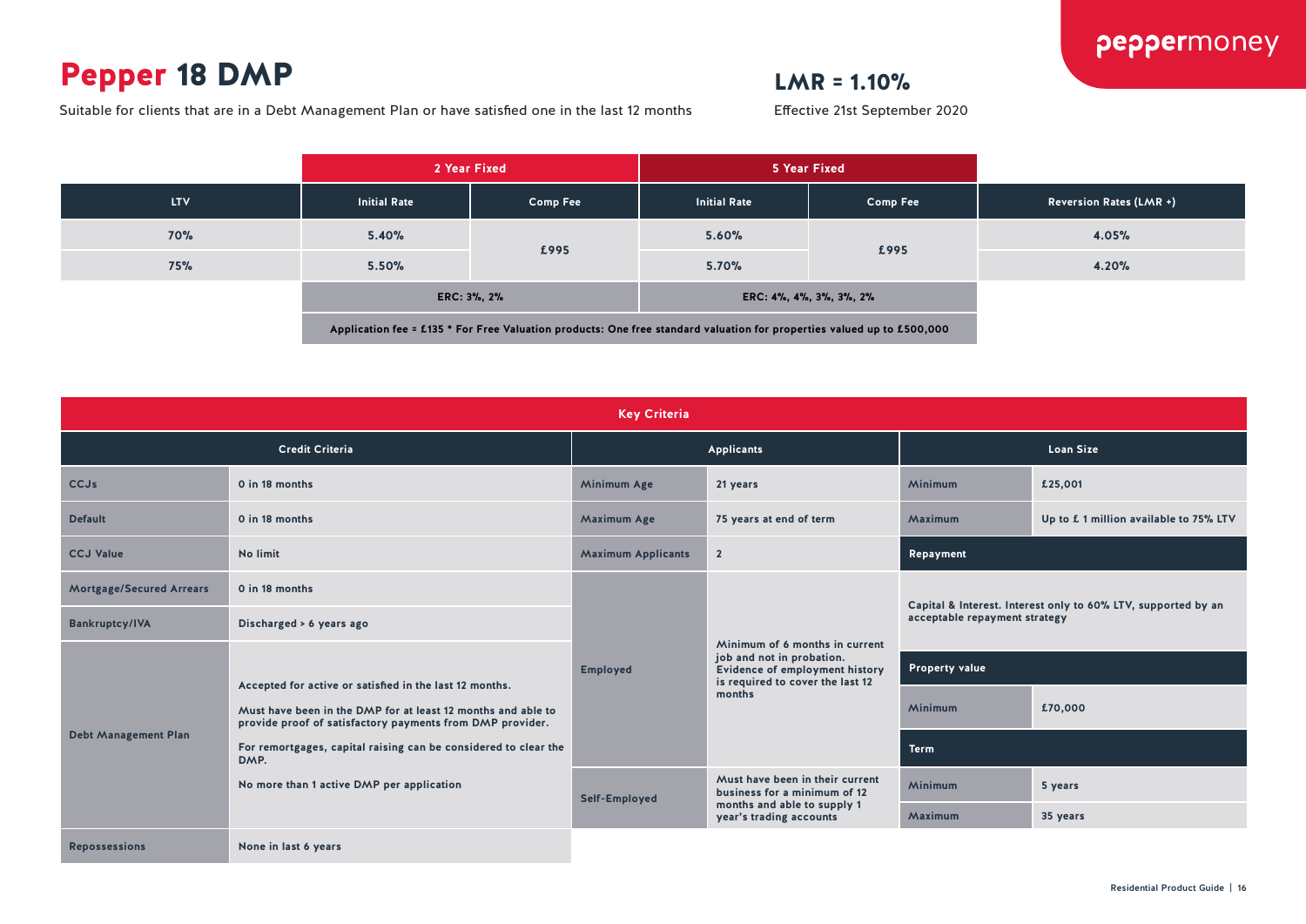# Pepper 18 DMP

Suitable for clients that are in a Debt Management Plan or have satisfied one in the last 12 months

**LMR = 1.10%**

Effective 21st September 2020

| | 2 Year Fixed | | 5 Year Fixed | | |
|---|---|---|---|---|---|
| **LTV** | **Initial Rate** | **Comp Fee** | **Initial Rate** | **Comp Fee** | **Reversion Rates (LMR +)** |
| 70% | 5.40% | £995 | 5.60% | £995 | 4.05% |
| 75% | 5.50% | | 5.70% | | 4.20% |
| | ERC: 3%, 2% | | ERC: 4%, 4%, 3%, 3%, 2% | | |

Application fee = £135 * For Free Valuation products: One free standard valuation for properties valued up to £500,000

## Key Criteria

### Credit Criteria

| Criteria | |
|---|---|
| CCJs | 0 in 18 months |
| Default | 0 in 18 months |
| CCJ Value | No limit |
| Mortgage/Secured Arrears | 0 in 18 months |
| Bankruptcy/IVA | Discharged > 6 years ago |
| Debt Management Plan | Accepted for active or satisfied in the last 12 months. Must have been in the DMP for at least 12 months and able to provide proof of satisfactory payments from DMP provider. For remortgages, capital raising can be considered to clear the DMP. No more than 1 active DMP per application |
| Repossessions | None in last 6 years |

### Applicants

| Applicants | |
|---|---|
| Minimum Age | 21 years |
| Maximum Age | 75 years at end of term |
| Maximum Applicants | 2 |
| Employed | Minimum of 6 months in current job and not in probation. Evidence of employment history is required to cover the last 12 months |
| Self-Employed | Must have been in their current business for a minimum of 12 months and able to supply 1 year's trading accounts |

### Loan Size

| Loan Size | |
|---|---|
| Minimum | £25,001 |
| Maximum | Up to £ 1 million available to 75% LTV |

### Repayment

Capital & Interest. Interest only to 60% LTV, supported by an acceptable repayment strategy

### Property value

| Property value | |
|---|---|
| Minimum | £70,000 |

### Term

| Term | |
|---|---|
| Minimum | 5 years |
| Maximum | 35 years |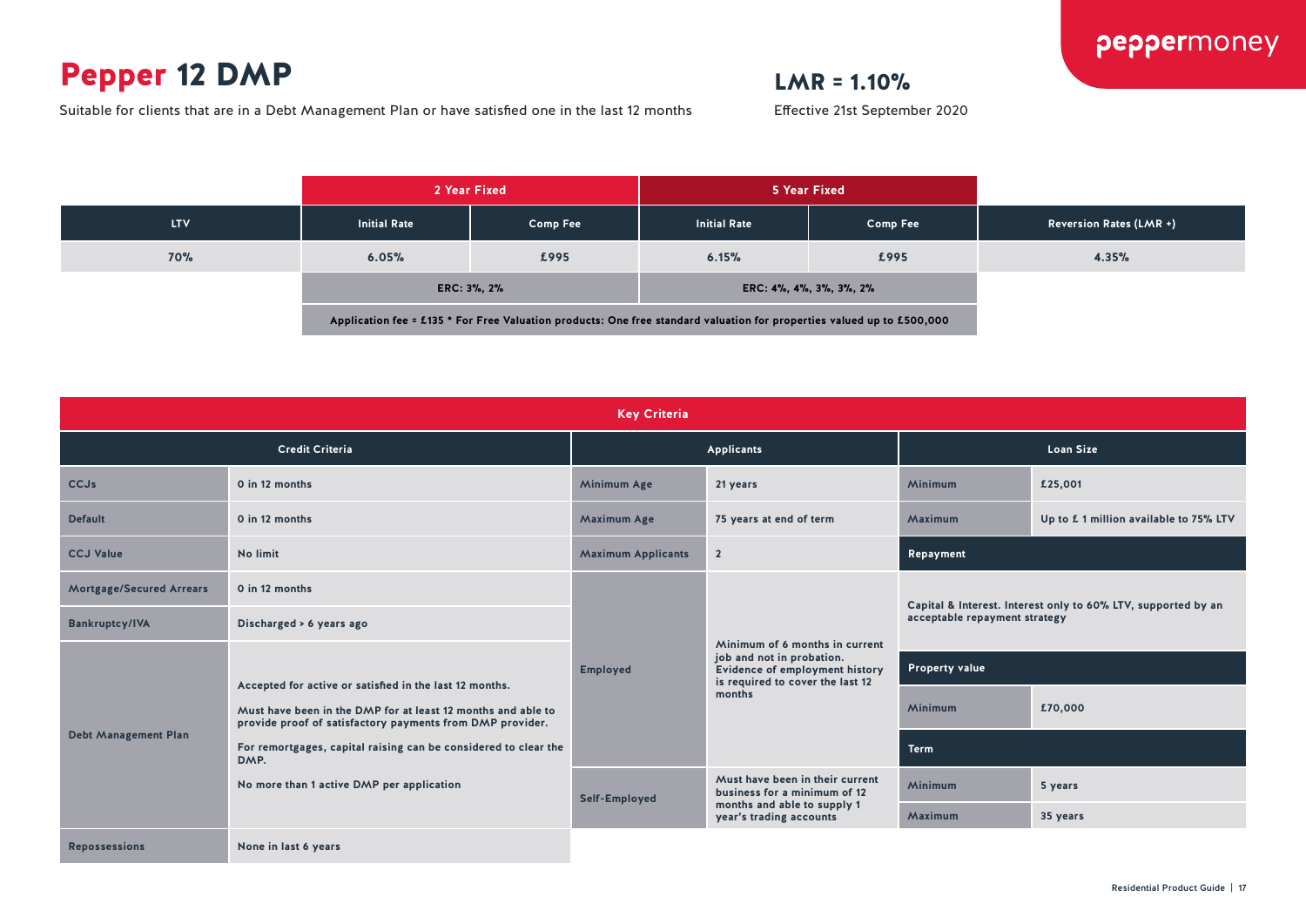peppermoney

# Pepper 12 DMP

Suitable for clients that are in a Debt Management Plan or have satisfied one in the last 12 months

**LMR = 1.10%**

Effective 21st September 2020

| | 2 Year Fixed | | 5 Year Fixed | | |
|---|---|---|---|---|---|
| **LTV** | **Initial Rate** | **Comp Fee** | **Initial Rate** | **Comp Fee** | **Reversion Rates (LMR +)** |
| 70% | 6.05% | £995 | 6.15% | £995 | 4.35% |
| | ERC: 3%, 2% | | ERC: 4%, 4%, 3%, 3%, 2% | | |

Application fee = £135 * For Free Valuation products: One free standard valuation for properties valued up to £500,000

## Key Criteria

### Credit Criteria

| | |
|---|---|
| CCJs | 0 in 12 months |
| Default | 0 in 12 months |
| CCJ Value | No limit |
| Mortgage/Secured Arrears | 0 in 12 months |
| Bankruptcy/IVA | Discharged > 6 years ago |
| Debt Management Plan | Accepted for active or satisfied in the last 12 months. Must have been in the DMP for at least 12 months and able to provide proof of satisfactory payments from DMP provider. For remortgages, capital raising can be considered to clear the DMP. No more than 1 active DMP per application |
| Repossessions | None in last 6 years |

### Applicants

| | |
|---|---|
| Minimum Age | 21 years |
| Maximum Age | 75 years at end of term |
| Maximum Applicants | 2 |
| Employed | Minimum of 6 months in current job and not in probation. Evidence of employment history is required to cover the last 12 months |
| Self-Employed | Must have been in their current business for a minimum of 12 months and able to supply 1 year's trading accounts |

### Loan Size

| | |
|---|---|
| Minimum | £25,001 |
| Maximum | Up to £ 1 million available to 75% LTV |

### Repayment

Capital & Interest. Interest only to 60% LTV, supported by an acceptable repayment strategy

### Property value

| | |
|---|---|
| Minimum | £70,000 |

### Term

| | |
|---|---|
| Minimum | 5 years |
| Maximum | 35 years |